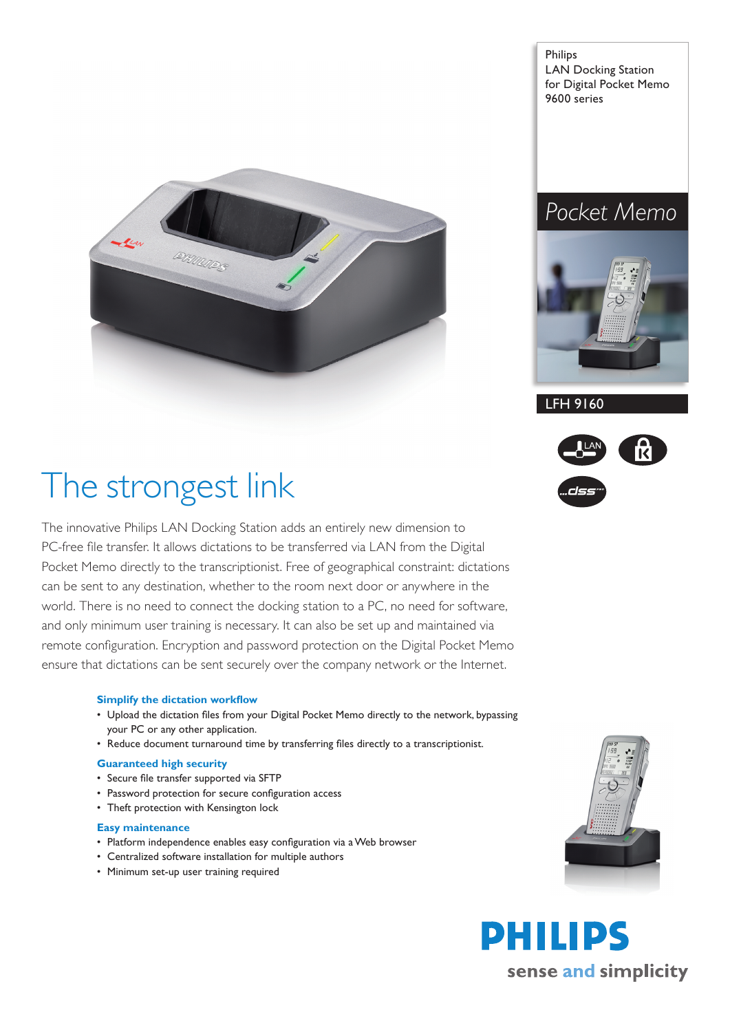Philips
LAN Docking Station
for Digital Pocket Memo
9600 series

Pocket Memo

LFH 9160

# The strongest link

The innovative Philips LAN Docking Station adds an entirely new dimension to PC-free file transfer. It allows dictations to be transferred via LAN from the Digital Pocket Memo directly to the transcriptionist. Free of geographical constraint: dictations can be sent to any destination, whether to the room next door or anywhere in the world. There is no need to connect the docking station to a PC, no need for software, and only minimum user training is necessary. It can also be set up and maintained via remote configuration. Encryption and password protection on the Digital Pocket Memo ensure that dictations can be sent securely over the company network or the Internet.

### Simplify the dictation workflow

- Upload the dictation files from your Digital Pocket Memo directly to the network, bypassing your PC or any other application.
- Reduce document turnaround time by transferring files directly to a transcriptionist.

### Guaranteed high security

- Secure file transfer supported via SFTP
- Password protection for secure configuration access
- Theft protection with Kensington lock

### Easy maintenance

- Platform independence enables easy configuration via a Web browser
- Centralized software installation for multiple authors
- Minimum set-up user training required

PHILIPS
sense and simplicity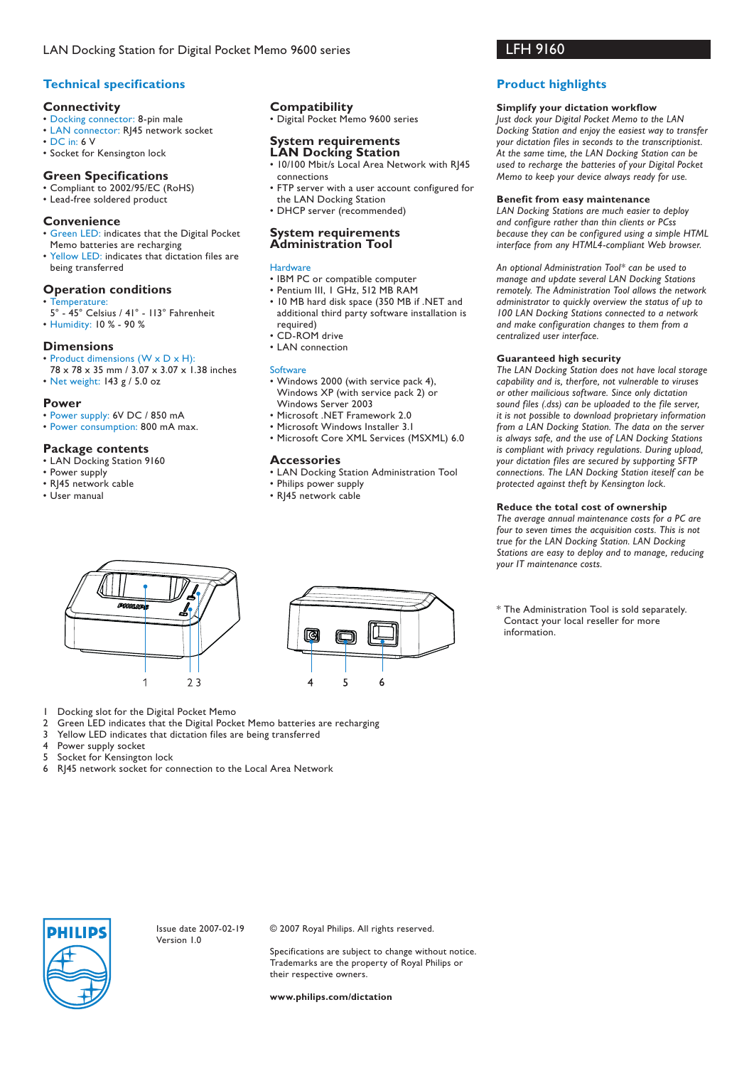LAN Docking Station for Digital Pocket Memo 9600 series

# LFH 9160

## Technical specifications

### Connectivity
- Docking connector: 8-pin male
- LAN connector: RJ45 network socket
- DC in: 6 V
- Socket for Kensington lock

### Green Specifications
- Compliant to 2002/95/EC (RoHS)
- Lead-free soldered product

### Convenience
- Green LED: indicates that the Digital Pocket Memo batteries are recharging
- Yellow LED: indicates that dictation files are being transferred

### Operation conditions
- Temperature:
  5° - 45° Celsius / 41° - 113° Fahrenheit
- Humidity: 10 % - 90 %

### Dimensions
- Product dimensions (W x D x H):
  78 x 78 x 35 mm / 3.07 x 3.07 x 1.38 inches
- Net weight: 143 g / 5.0 oz

### Power
- Power supply: 6V DC / 850 mA
- Power consumption: 800 mA max.

### Package contents
- LAN Docking Station 9160
- Power supply
- RJ45 network cable
- User manual

### Compatibility
- Digital Pocket Memo 9600 series

### System requirements LAN Docking Station
- 10/100 Mbit/s Local Area Network with RJ45 connections
- FTP server with a user account configured for the LAN Docking Station
- DHCP server (recommended)

### System requirements Administration Tool

Hardware
- IBM PC or compatible computer
- Pentium III, 1 GHz, 512 MB RAM
- 10 MB hard disk space (350 MB if .NET and additional third party software installation is required)
- CD-ROM drive
- LAN connection

Software
- Windows 2000 (with service pack 4), Windows XP (with service pack 2) or Windows Server 2003
- Microsoft .NET Framework 2.0
- Microsoft Windows Installer 3.1
- Microsoft Core XML Services (MSXML) 6.0

### Accessories
- LAN Docking Station Administration Tool
- Philips power supply
- RJ45 network cable

## Product highlights

### Simplify your dictation workflow
*Just dock your Digital Pocket Memo to the LAN Docking Station and enjoy the easiest way to transfer your dictation files in seconds to the transcriptionist. At the same time, the LAN Docking Station can be used to recharge the batteries of your Digital Pocket Memo to keep your device always ready for use.*

### Benefit from easy maintenance
*LAN Docking Stations are much easier to deploy and configure rather than thin clients or PCss because they can be configured using a simple HTML interface from any HTML4-compliant Web browser.*

*An optional Administration Tool\* can be used to manage and update several LAN Docking Stations remotely. The Administration Tool allows the network administrator to quickly overview the status of up to 100 LAN Docking Stations connected to a network and make configuration changes to them from a centralized user interface.*

### Guaranteed high security
*The LAN Docking Station does not have local storage capability and is, therfore, not vulnerable to viruses or other mailicious software. Since only dictation sound files (.dss) can be uploaded to the file server, it is not possible to download proprietary information from a LAN Docking Station. The data on the server is always safe, and the use of LAN Docking Stations is compliant with privacy regulations. During upload, your dictation files are secured by supporting SFTP connections. The LAN Docking Station iteself can be protected against theft by Kensington lock.*

### Reduce the total cost of ownership
*The average annual maintenance costs for a PC are four to seven times the acquisition costs. This is not true for the LAN Docking Station. LAN Docking Stations are easy to deploy and to manage, reducing your IT maintenance costs.*

\* The Administration Tool is sold separately. Contact your local reseller for more information.

1 2 3

4 5 6

1 Docking slot for the Digital Pocket Memo
2 Green LED indicates that the Digital Pocket Memo batteries are recharging
3 Yellow LED indicates that dictation files are being transferred
4 Power supply socket
5 Socket for Kensington lock
6 RJ45 network socket for connection to the Local Area Network

PHILIPS

Issue date 2007-02-19
Version 1.0

© 2007 Royal Philips. All rights reserved.

Specifications are subject to change without notice. Trademarks are the property of Royal Philips or their respective owners.

**www.philips.com/dictation**